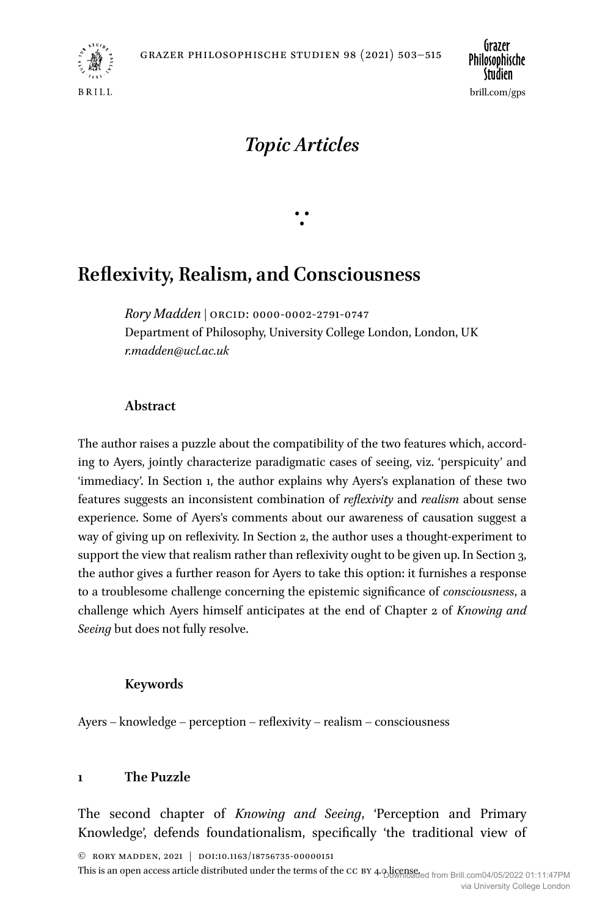*Topic Articles*

# Reflexivity, Realism, and Consciousness

*Rory Madden* | ORCID: 0000-0002-2791-0747
Department of Philosophy, University College London, London, UK
*r.madden@ucl.ac.uk*

### Abstract

The author raises a puzzle about the compatibility of the two features which, according to Ayers, jointly characterize paradigmatic cases of seeing, viz. 'perspicuity' and 'immediacy'. In Section 1, the author explains why Ayers's explanation of these two features suggests an inconsistent combination of *reflexivity* and *realism* about sense experience. Some of Ayers's comments about our awareness of causation suggest a way of giving up on reflexivity. In Section 2, the author uses a thought-experiment to support the view that realism rather than reflexivity ought to be given up. In Section 3, the author gives a further reason for Ayers to take this option: it furnishes a response to a troublesome challenge concerning the epistemic significance of *consciousness*, a challenge which Ayers himself anticipates at the end of Chapter 2 of *Knowing and Seeing* but does not fully resolve.

### Keywords

Ayers – knowledge – perception – reflexivity – realism – consciousness

## 1 The Puzzle

The second chapter of *Knowing and Seeing*, 'Perception and Primary Knowledge', defends foundationalism, specifically 'the traditional view of

© Rory Madden, 2021 | DOI:10.1163/18756735-00000151
This is an open access article distributed under the terms of the CC BY 4.0 license.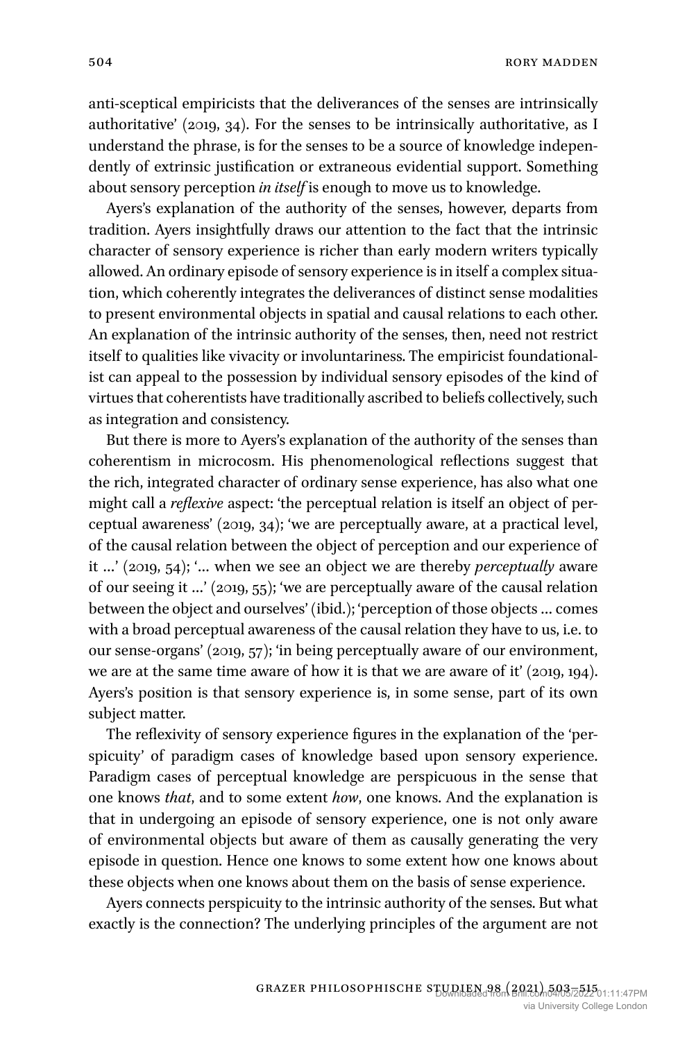anti-sceptical empiricists that the deliverances of the senses are intrinsically authoritative' (2019, 34). For the senses to be intrinsically authoritative, as I understand the phrase, is for the senses to be a source of knowledge independently of extrinsic justification or extraneous evidential support. Something about sensory perception *in itself* is enough to move us to knowledge.

Ayers's explanation of the authority of the senses, however, departs from tradition. Ayers insightfully draws our attention to the fact that the intrinsic character of sensory experience is richer than early modern writers typically allowed. An ordinary episode of sensory experience is in itself a complex situation, which coherently integrates the deliverances of distinct sense modalities to present environmental objects in spatial and causal relations to each other. An explanation of the intrinsic authority of the senses, then, need not restrict itself to qualities like vivacity or involuntariness. The empiricist foundationalist can appeal to the possession by individual sensory episodes of the kind of virtues that coherentists have traditionally ascribed to beliefs collectively, such as integration and consistency.

But there is more to Ayers's explanation of the authority of the senses than coherentism in microcosm. His phenomenological reflections suggest that the rich, integrated character of ordinary sense experience, has also what one might call a *reflexive* aspect: 'the perceptual relation is itself an object of perceptual awareness' (2019, 34); 'we are perceptually aware, at a practical level, of the causal relation between the object of perception and our experience of it …' (2019, 54); '… when we see an object we are thereby *perceptually* aware of our seeing it …' (2019, 55); 'we are perceptually aware of the causal relation between the object and ourselves' (ibid.); 'perception of those objects … comes with a broad perceptual awareness of the causal relation they have to us, i.e. to our sense-organs' (2019, 57); 'in being perceptually aware of our environment, we are at the same time aware of how it is that we are aware of it' (2019, 194). Ayers's position is that sensory experience is, in some sense, part of its own subject matter.

The reflexivity of sensory experience figures in the explanation of the 'perspicuity' of paradigm cases of knowledge based upon sensory experience. Paradigm cases of perceptual knowledge are perspicuous in the sense that one knows *that*, and to some extent *how*, one knows. And the explanation is that in undergoing an episode of sensory experience, one is not only aware of environmental objects but aware of them as causally generating the very episode in question. Hence one knows to some extent how one knows about these objects when one knows about them on the basis of sense experience.

Ayers connects perspicuity to the intrinsic authority of the senses. But what exactly is the connection? The underlying principles of the argument are not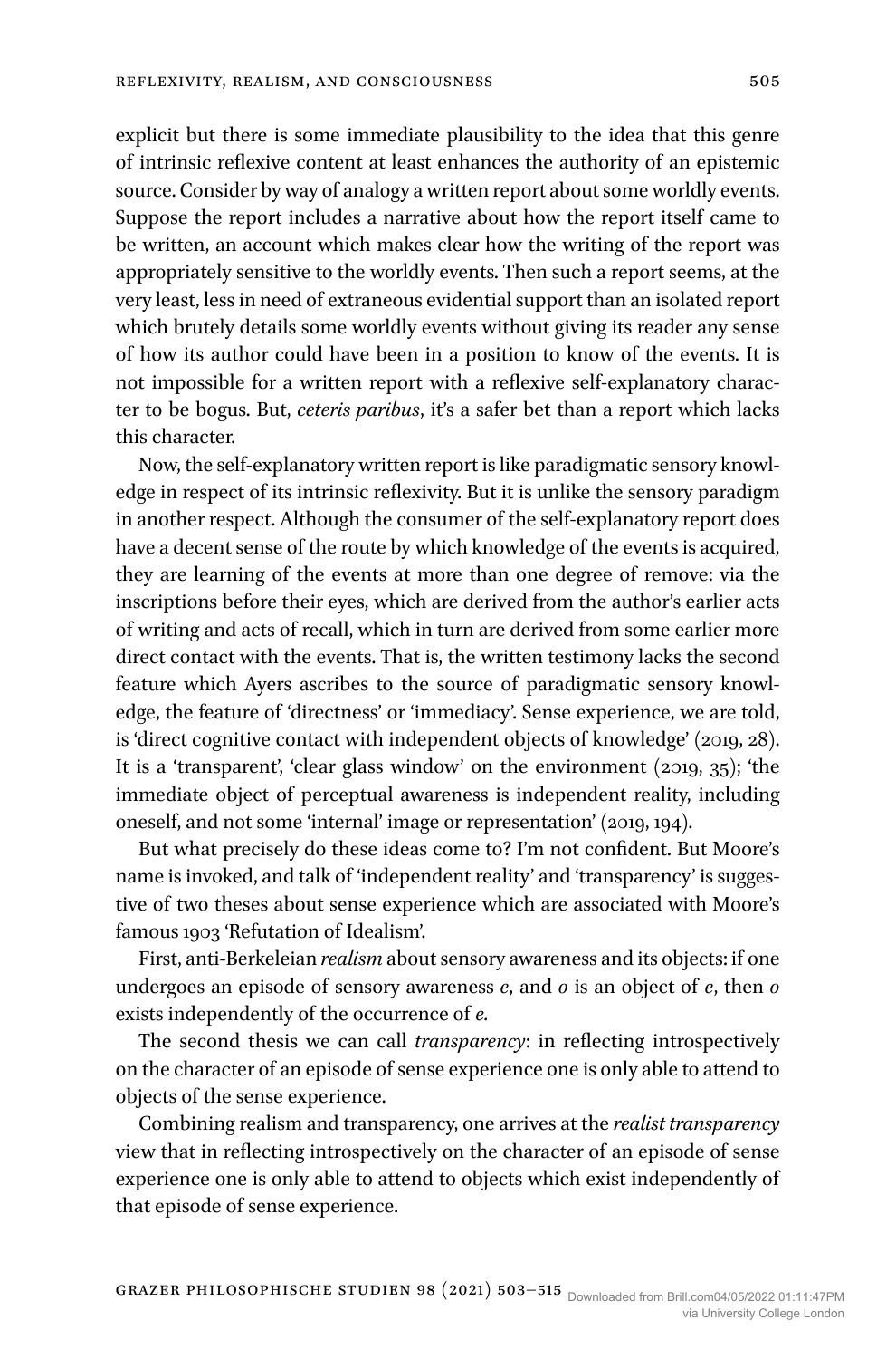explicit but there is some immediate plausibility to the idea that this genre of intrinsic reflexive content at least enhances the authority of an epistemic source. Consider by way of analogy a written report about some worldly events. Suppose the report includes a narrative about how the report itself came to be written, an account which makes clear how the writing of the report was appropriately sensitive to the worldly events. Then such a report seems, at the very least, less in need of extraneous evidential support than an isolated report which brutely details some worldly events without giving its reader any sense of how its author could have been in a position to know of the events. It is not impossible for a written report with a reflexive self-explanatory character to be bogus. But, *ceteris paribus*, it's a safer bet than a report which lacks this character.

Now, the self-explanatory written report is like paradigmatic sensory knowledge in respect of its intrinsic reflexivity. But it is unlike the sensory paradigm in another respect. Although the consumer of the self-explanatory report does have a decent sense of the route by which knowledge of the events is acquired, they are learning of the events at more than one degree of remove: via the inscriptions before their eyes, which are derived from the author's earlier acts of writing and acts of recall, which in turn are derived from some earlier more direct contact with the events. That is, the written testimony lacks the second feature which Ayers ascribes to the source of paradigmatic sensory knowledge, the feature of 'directness' or 'immediacy'. Sense experience, we are told, is 'direct cognitive contact with independent objects of knowledge' (2019, 28). It is a 'transparent', 'clear glass window' on the environment (2019, 35); 'the immediate object of perceptual awareness is independent reality, including oneself, and not some 'internal' image or representation' (2019, 194).

But what precisely do these ideas come to? I'm not confident. But Moore's name is invoked, and talk of 'independent reality' and 'transparency' is suggestive of two theses about sense experience which are associated with Moore's famous 1903 'Refutation of Idealism'.

First, anti-Berkeleian *realism* about sensory awareness and its objects: if one undergoes an episode of sensory awareness *e*, and *o* is an object of *e*, then *o* exists independently of the occurrence of *e*.

The second thesis we can call *transparency*: in reflecting introspectively on the character of an episode of sense experience one is only able to attend to objects of the sense experience.

Combining realism and transparency, one arrives at the *realist transparency* view that in reflecting introspectively on the character of an episode of sense experience one is only able to attend to objects which exist independently of that episode of sense experience.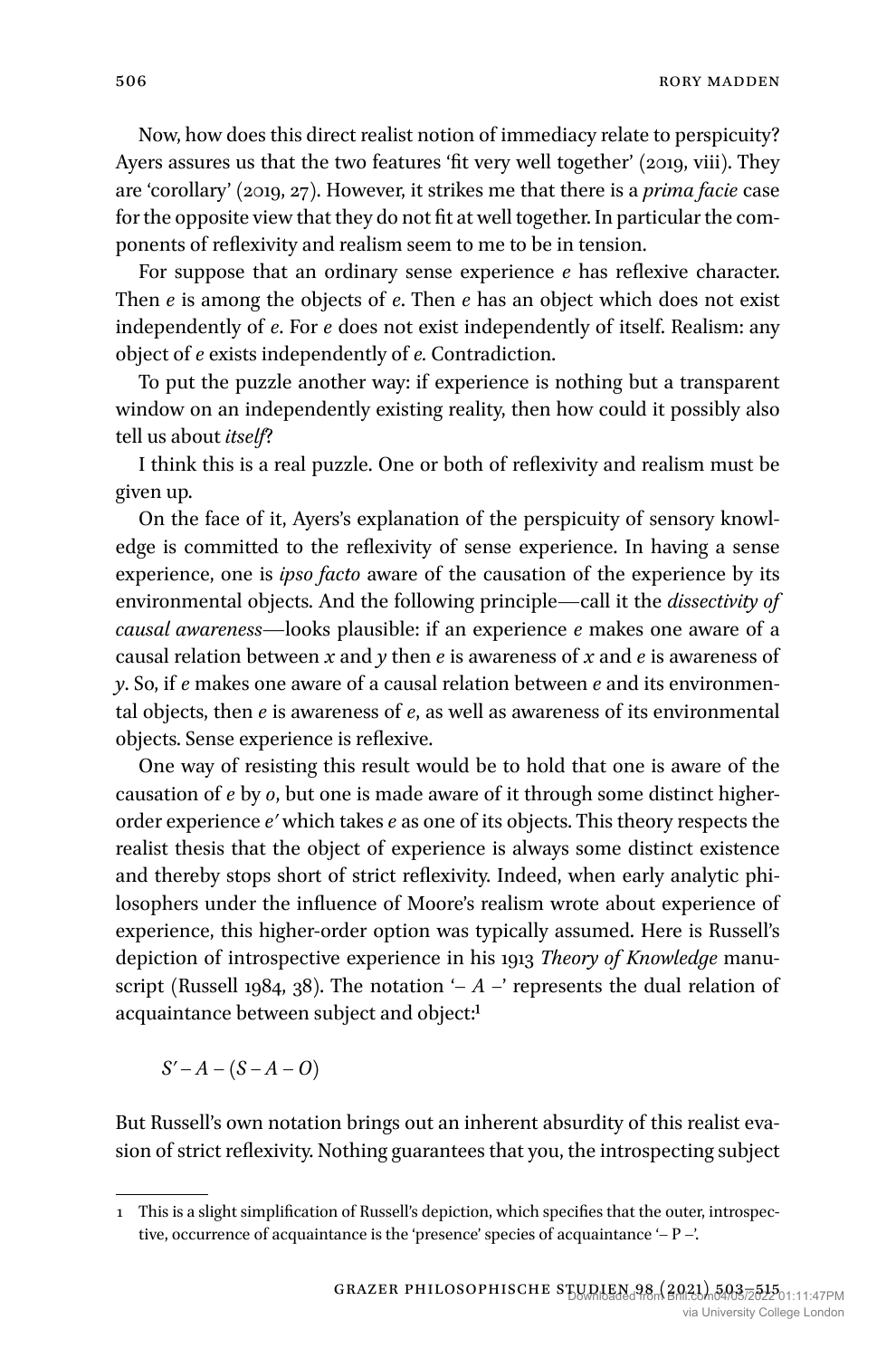Now, how does this direct realist notion of immediacy relate to perspicuity? Ayers assures us that the two features 'fit very well together' (2019, viii). They are 'corollary' (2019, 27). However, it strikes me that there is a *prima facie* case for the opposite view that they do not fit at well together. In particular the components of reflexivity and realism seem to me to be in tension.

For suppose that an ordinary sense experience *e* has reflexive character. Then *e* is among the objects of *e*. Then *e* has an object which does not exist independently of *e*. For *e* does not exist independently of itself. Realism: any object of *e* exists independently of *e*. Contradiction.

To put the puzzle another way: if experience is nothing but a transparent window on an independently existing reality, then how could it possibly also tell us about *itself*?

I think this is a real puzzle. One or both of reflexivity and realism must be given up.

On the face of it, Ayers's explanation of the perspicuity of sensory knowledge is committed to the reflexivity of sense experience. In having a sense experience, one is *ipso facto* aware of the causation of the experience by its environmental objects. And the following principle—call it the *dissectivity of causal awareness*—looks plausible: if an experience *e* makes one aware of a causal relation between *x* and *y* then *e* is awareness of *x* and *e* is awareness of *y*. So, if *e* makes one aware of a causal relation between *e* and its environmental objects, then *e* is awareness of *e*, as well as awareness of its environmental objects. Sense experience is reflexive.

One way of resisting this result would be to hold that one is aware of the causation of *e* by *o*, but one is made aware of it through some distinct higher-order experience *e′* which takes *e* as one of its objects. This theory respects the realist thesis that the object of experience is always some distinct existence and thereby stops short of strict reflexivity. Indeed, when early analytic philosophers under the influence of Moore's realism wrote about experience of experience, this higher-order option was typically assumed. Here is Russell's depiction of introspective experience in his 1913 *Theory of Knowledge* manuscript (Russell 1984, 38). The notation '– *A* –' represents the dual relation of acquaintance between subject and object:[1]

$$S' - A - (S - A - O)$$

But Russell's own notation brings out an inherent absurdity of this realist evasion of strict reflexivity. Nothing guarantees that you, the introspecting subject

---

[1] This is a slight simplification of Russell's depiction, which specifies that the outer, introspective, occurrence of acquaintance is the 'presence' species of acquaintance '– P –'.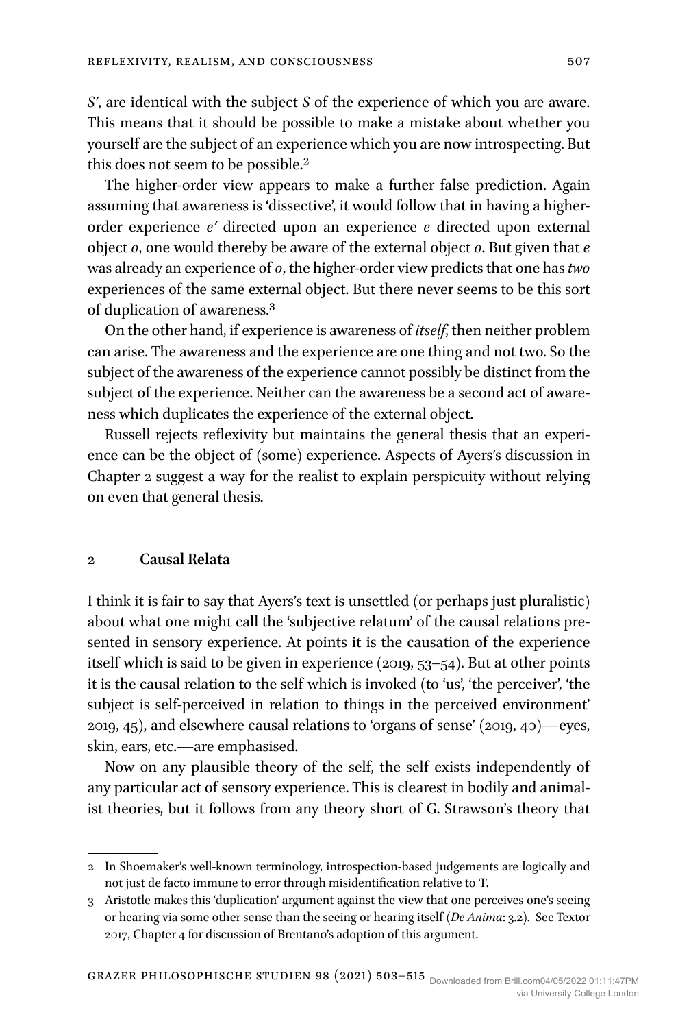*S′*, are identical with the subject *S* of the experience of which you are aware. This means that it should be possible to make a mistake about whether you yourself are the subject of an experience which you are now introspecting. But this does not seem to be possible.[2]

The higher-order view appears to make a further false prediction. Again assuming that awareness is 'dissective', it would follow that in having a higher-order experience *e′* directed upon an experience *e* directed upon external object *o*, one would thereby be aware of the external object *o*. But given that *e* was already an experience of *o*, the higher-order view predicts that one has *two* experiences of the same external object. But there never seems to be this sort of duplication of awareness.[3]

On the other hand, if experience is awareness of *itself*, then neither problem can arise. The awareness and the experience are one thing and not two. So the subject of the awareness of the experience cannot possibly be distinct from the subject of the experience. Neither can the awareness be a second act of awareness which duplicates the experience of the external object.

Russell rejects reflexivity but maintains the general thesis that an experience can be the object of (some) experience. Aspects of Ayers's discussion in Chapter 2 suggest a way for the realist to explain perspicuity without relying on even that general thesis.

## 2 Causal Relata

I think it is fair to say that Ayers's text is unsettled (or perhaps just pluralistic) about what one might call the 'subjective relatum' of the causal relations presented in sensory experience. At points it is the causation of the experience itself which is said to be given in experience (2019, 53–54). But at other points it is the causal relation to the self which is invoked (to 'us', 'the perceiver', 'the subject is self-perceived in relation to things in the perceived environment' 2019, 45), and elsewhere causal relations to 'organs of sense' (2019, 40)—eyes, skin, ears, etc.—are emphasised.

Now on any plausible theory of the self, the self exists independently of any particular act of sensory experience. This is clearest in bodily and animalist theories, but it follows from any theory short of G. Strawson's theory that

---

2 In Shoemaker's well-known terminology, introspection-based judgements are logically and not just de facto immune to error through misidentification relative to 'I'.

3 Aristotle makes this 'duplication' argument against the view that one perceives one's seeing or hearing via some other sense than the seeing or hearing itself (*De Anima*: 3.2). See Textor 2017, Chapter 4 for discussion of Brentano's adoption of this argument.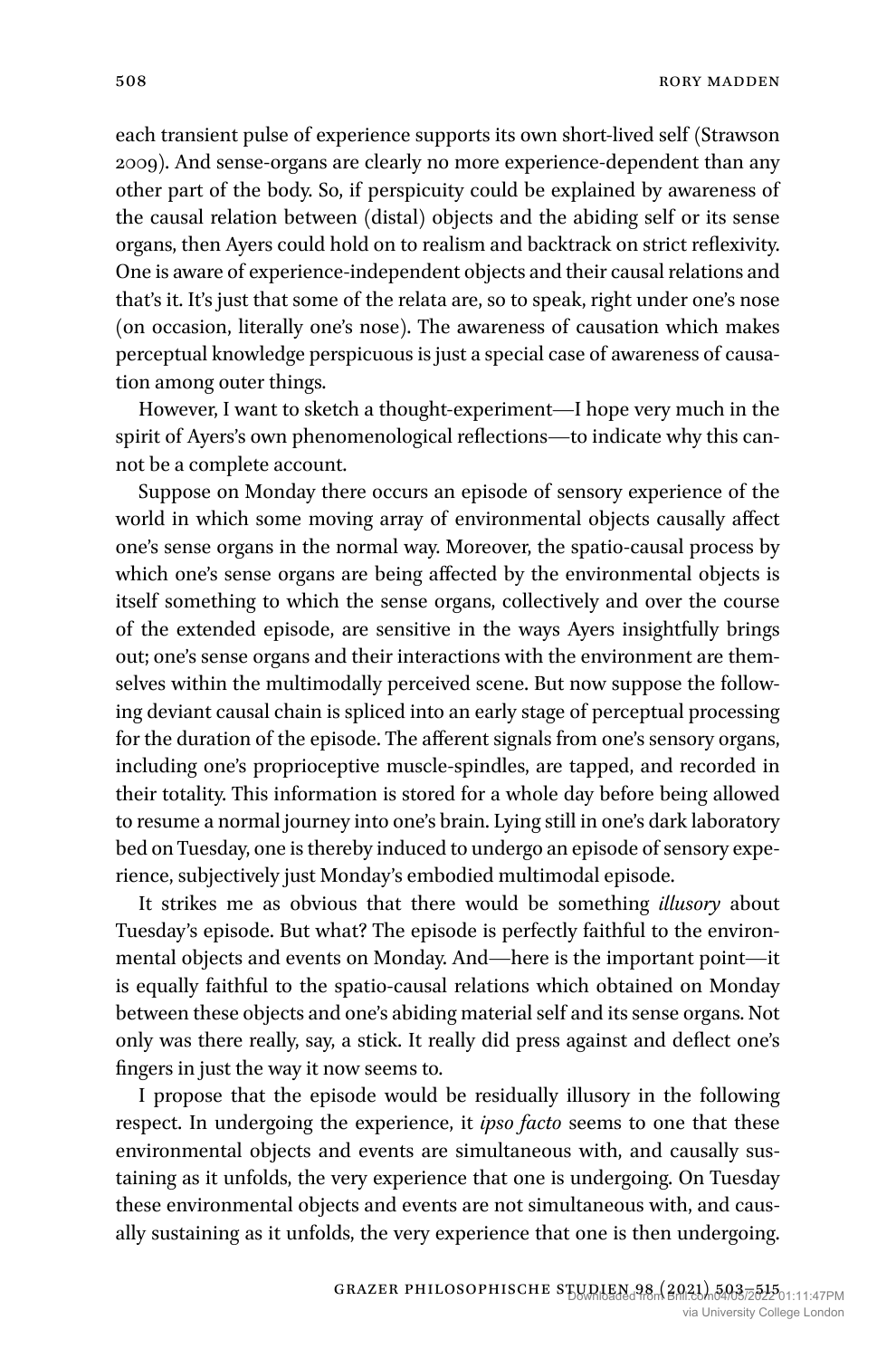each transient pulse of experience supports its own short-lived self (Strawson 2009). And sense-organs are clearly no more experience-dependent than any other part of the body. So, if perspicuity could be explained by awareness of the causal relation between (distal) objects and the abiding self or its sense organs, then Ayers could hold on to realism and backtrack on strict reflexivity. One is aware of experience-independent objects and their causal relations and that's it. It's just that some of the relata are, so to speak, right under one's nose (on occasion, literally one's nose). The awareness of causation which makes perceptual knowledge perspicuous is just a special case of awareness of causation among outer things.

However, I want to sketch a thought-experiment—I hope very much in the spirit of Ayers's own phenomenological reflections—to indicate why this cannot be a complete account.

Suppose on Monday there occurs an episode of sensory experience of the world in which some moving array of environmental objects causally affect one's sense organs in the normal way. Moreover, the spatio-causal process by which one's sense organs are being affected by the environmental objects is itself something to which the sense organs, collectively and over the course of the extended episode, are sensitive in the ways Ayers insightfully brings out; one's sense organs and their interactions with the environment are themselves within the multimodally perceived scene. But now suppose the following deviant causal chain is spliced into an early stage of perceptual processing for the duration of the episode. The afferent signals from one's sensory organs, including one's proprioceptive muscle-spindles, are tapped, and recorded in their totality. This information is stored for a whole day before being allowed to resume a normal journey into one's brain. Lying still in one's dark laboratory bed on Tuesday, one is thereby induced to undergo an episode of sensory experience, subjectively just Monday's embodied multimodal episode.

It strikes me as obvious that there would be something *illusory* about Tuesday's episode. But what? The episode is perfectly faithful to the environmental objects and events on Monday. And—here is the important point—it is equally faithful to the spatio-causal relations which obtained on Monday between these objects and one's abiding material self and its sense organs. Not only was there really, say, a stick. It really did press against and deflect one's fingers in just the way it now seems to.

I propose that the episode would be residually illusory in the following respect. In undergoing the experience, it *ipso facto* seems to one that these environmental objects and events are simultaneous with, and causally sustaining as it unfolds, the very experience that one is undergoing. On Tuesday these environmental objects and events are not simultaneous with, and causally sustaining as it unfolds, the very experience that one is then undergoing.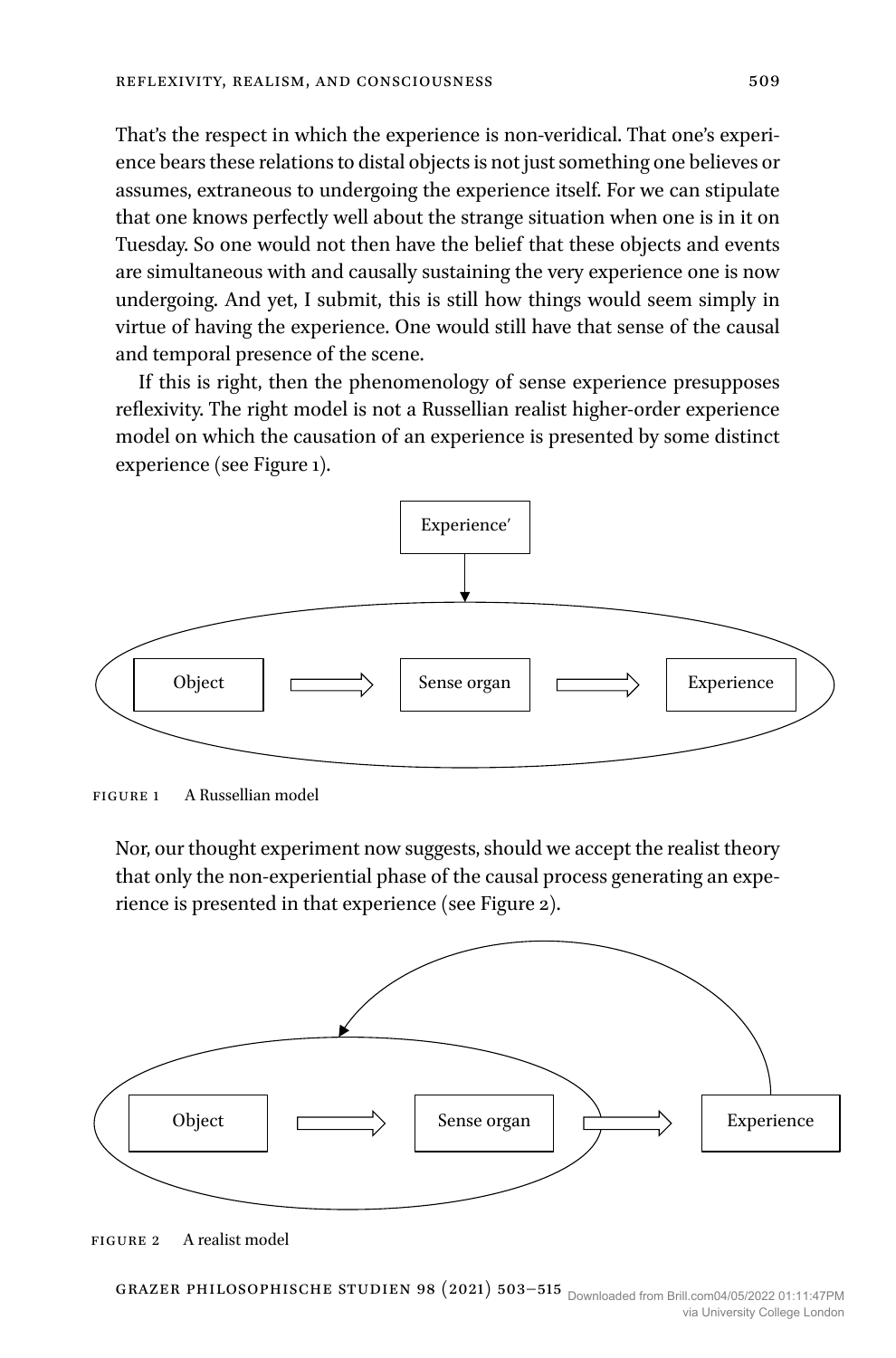That's the respect in which the experience is non-veridical. That one's experience bears these relations to distal objects is not just something one believes or assumes, extraneous to undergoing the experience itself. For we can stipulate that one knows perfectly well about the strange situation when one is in it on Tuesday. So one would not then have the belief that these objects and events are simultaneous with and causally sustaining the very experience one is now undergoing. And yet, I submit, this is still how things would seem simply in virtue of having the experience. One would still have that sense of the causal and temporal presence of the scene.

If this is right, then the phenomenology of sense experience presupposes reflexivity. The right model is not a Russellian realist higher-order experience model on which the causation of an experience is presented by some distinct experience (see Figure 1).

FIGURE 1 A Russellian model

Nor, our thought experiment now suggests, should we accept the realist theory that only the non-experiential phase of the causal process generating an experience is presented in that experience (see Figure 2).

FIGURE 2 A realist model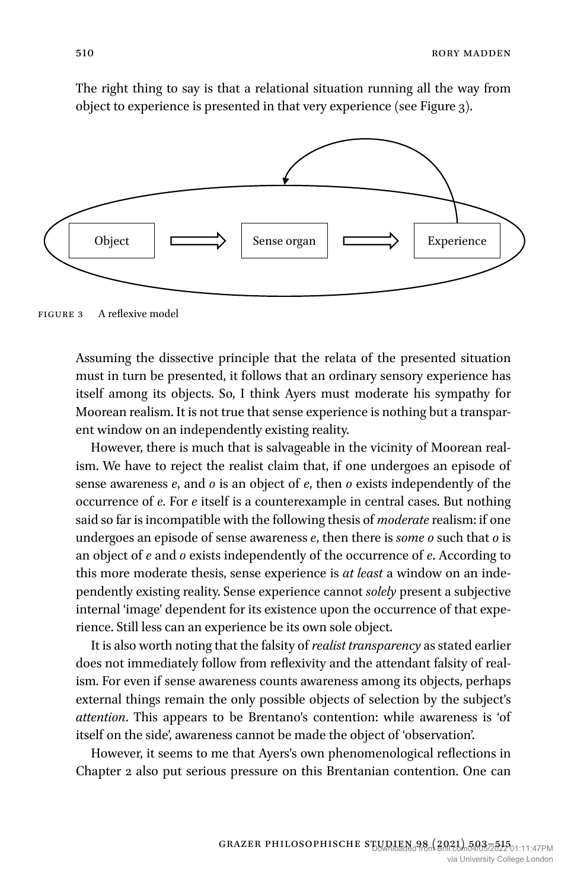The right thing to say is that a relational situation running all the way from object to experience is presented in that very experience (see Figure 3).

FIGURE 3 A reflexive model

Assuming the dissective principle that the relata of the presented situation must in turn be presented, it follows that an ordinary sensory experience has itself among its objects. So, I think Ayers must moderate his sympathy for Moorean realism. It is not true that sense experience is nothing but a transparent window on an independently existing reality.

However, there is much that is salvageable in the vicinity of Moorean realism. We have to reject the realist claim that, if one undergoes an episode of sense awareness *e*, and *o* is an object of *e*, then *o* exists independently of the occurrence of *e*. For *e* itself is a counterexample in central cases. But nothing said so far is incompatible with the following thesis of *moderate* realism: if one undergoes an episode of sense awareness *e*, then there is *some o* such that *o* is an object of *e* and *o* exists independently of the occurrence of *e*. According to this more moderate thesis, sense experience is *at least* a window on an independently existing reality. Sense experience cannot *solely* present a subjective internal 'image' dependent for its existence upon the occurrence of that experience. Still less can an experience be its own sole object.

It is also worth noting that the falsity of *realist transparency* as stated earlier does not immediately follow from reflexivity and the attendant falsity of realism. For even if sense awareness counts awareness among its objects, perhaps external things remain the only possible objects of selection by the subject's *attention*. This appears to be Brentano's contention: while awareness is 'of itself on the side', awareness cannot be made the object of 'observation'.

However, it seems to me that Ayers's own phenomenological reflections in Chapter 2 also put serious pressure on this Brentanian contention. One can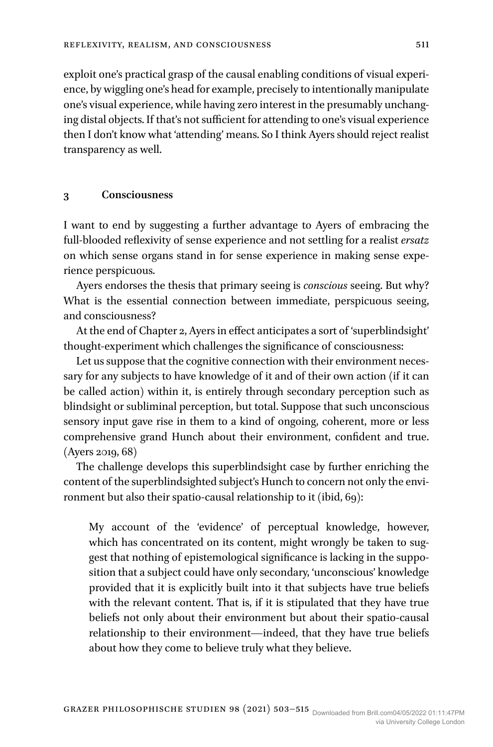exploit one's practical grasp of the causal enabling conditions of visual experience, by wiggling one's head for example, precisely to intentionally manipulate one's visual experience, while having zero interest in the presumably unchanging distal objects. If that's not sufficient for attending to one's visual experience then I don't know what 'attending' means. So I think Ayers should reject realist transparency as well.

## 3 Consciousness

I want to end by suggesting a further advantage to Ayers of embracing the full-blooded reflexivity of sense experience and not settling for a realist *ersatz* on which sense organs stand in for sense experience in making sense experience perspicuous.

Ayers endorses the thesis that primary seeing is *conscious* seeing. But why? What is the essential connection between immediate, perspicuous seeing, and consciousness?

At the end of Chapter 2, Ayers in effect anticipates a sort of 'superblindsight' thought-experiment which challenges the significance of consciousness:

Let us suppose that the cognitive connection with their environment necessary for any subjects to have knowledge of it and of their own action (if it can be called action) within it, is entirely through secondary perception such as blindsight or subliminal perception, but total. Suppose that such unconscious sensory input gave rise in them to a kind of ongoing, coherent, more or less comprehensive grand Hunch about their environment, confident and true. (Ayers 2019, 68)

The challenge develops this superblindsight case by further enriching the content of the superblindsighted subject's Hunch to concern not only the environment but also their spatio-causal relationship to it (ibid, 69):

> My account of the 'evidence' of perceptual knowledge, however, which has concentrated on its content, might wrongly be taken to suggest that nothing of epistemological significance is lacking in the supposition that a subject could have only secondary, 'unconscious' knowledge provided that it is explicitly built into it that subjects have true beliefs with the relevant content. That is, if it is stipulated that they have true beliefs not only about their environment but about their spatio-causal relationship to their environment—indeed, that they have true beliefs about how they come to believe truly what they believe.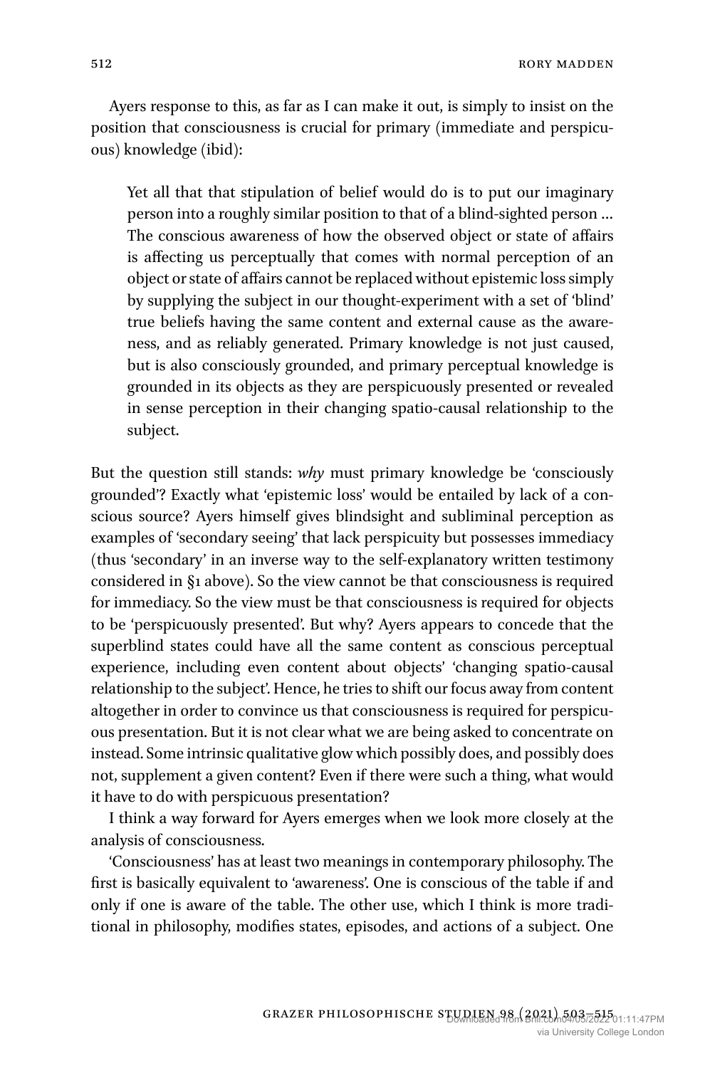Ayers response to this, as far as I can make it out, is simply to insist on the position that consciousness is crucial for primary (immediate and perspicuous) knowledge (ibid):

> Yet all that that stipulation of belief would do is to put our imaginary person into a roughly similar position to that of a blind-sighted person … The conscious awareness of how the observed object or state of affairs is affecting us perceptually that comes with normal perception of an object or state of affairs cannot be replaced without epistemic loss simply by supplying the subject in our thought-experiment with a set of 'blind' true beliefs having the same content and external cause as the awareness, and as reliably generated. Primary knowledge is not just caused, but is also consciously grounded, and primary perceptual knowledge is grounded in its objects as they are perspicuously presented or revealed in sense perception in their changing spatio-causal relationship to the subject.

But the question still stands: *why* must primary knowledge be 'consciously grounded'? Exactly what 'epistemic loss' would be entailed by lack of a conscious source? Ayers himself gives blindsight and subliminal perception as examples of 'secondary seeing' that lack perspicuity but possesses immediacy (thus 'secondary' in an inverse way to the self-explanatory written testimony considered in §1 above). So the view cannot be that consciousness is required for immediacy. So the view must be that consciousness is required for objects to be 'perspicuously presented'. But why? Ayers appears to concede that the superblind states could have all the same content as conscious perceptual experience, including even content about objects' 'changing spatio-causal relationship to the subject'. Hence, he tries to shift our focus away from content altogether in order to convince us that consciousness is required for perspicuous presentation. But it is not clear what we are being asked to concentrate on instead. Some intrinsic qualitative glow which possibly does, and possibly does not, supplement a given content? Even if there were such a thing, what would it have to do with perspicuous presentation?

I think a way forward for Ayers emerges when we look more closely at the analysis of consciousness.

'Consciousness' has at least two meanings in contemporary philosophy. The first is basically equivalent to 'awareness'. One is conscious of the table if and only if one is aware of the table. The other use, which I think is more traditional in philosophy, modifies states, episodes, and actions of a subject. One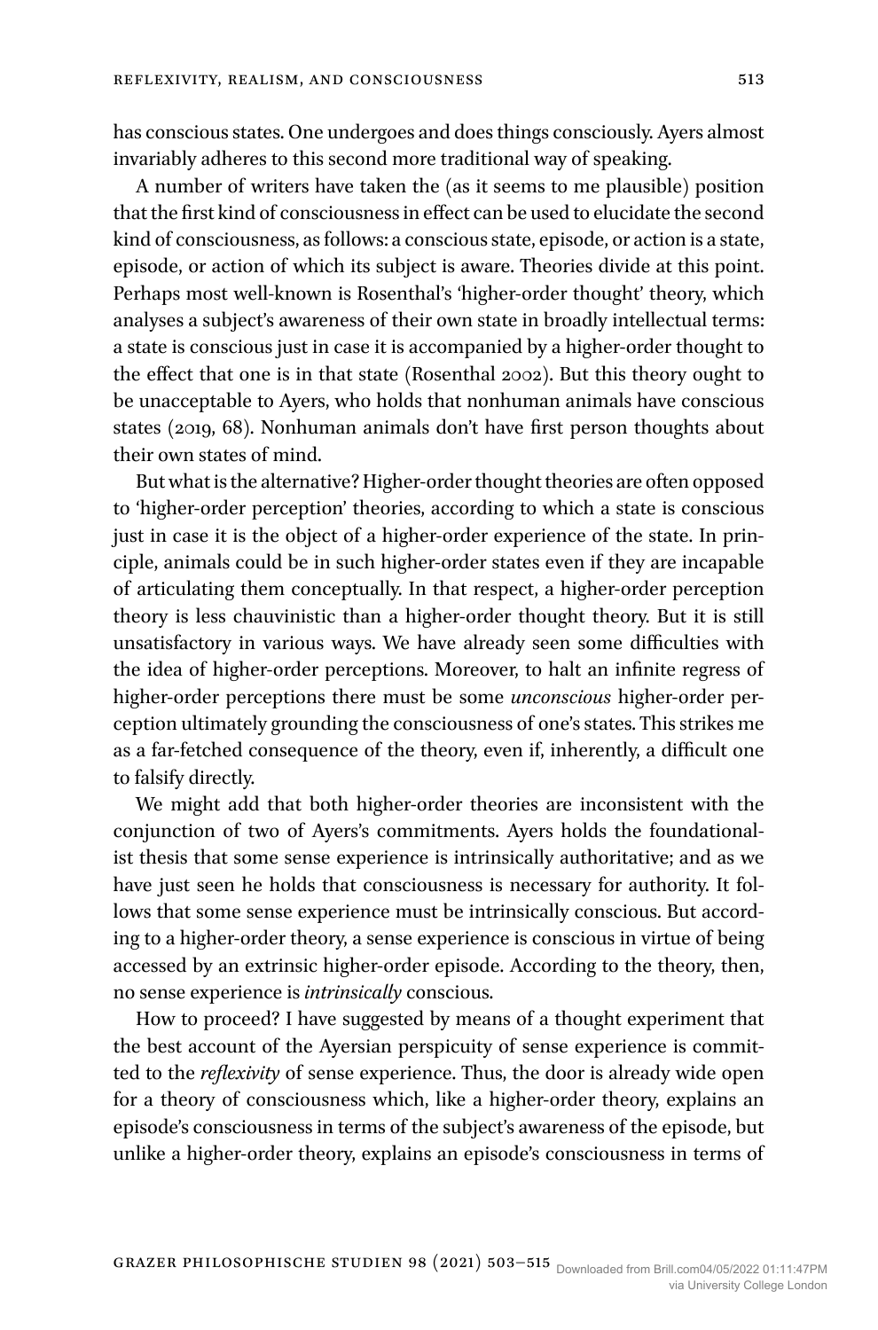has conscious states. One undergoes and does things consciously. Ayers almost invariably adheres to this second more traditional way of speaking.

A number of writers have taken the (as it seems to me plausible) position that the first kind of consciousness in effect can be used to elucidate the second kind of consciousness, as follows: a conscious state, episode, or action is a state, episode, or action of which its subject is aware. Theories divide at this point. Perhaps most well-known is Rosenthal's 'higher-order thought' theory, which analyses a subject's awareness of their own state in broadly intellectual terms: a state is conscious just in case it is accompanied by a higher-order thought to the effect that one is in that state (Rosenthal 2002). But this theory ought to be unacceptable to Ayers, who holds that nonhuman animals have conscious states (2019, 68). Nonhuman animals don't have first person thoughts about their own states of mind.

But what is the alternative? Higher-order thought theories are often opposed to 'higher-order perception' theories, according to which a state is conscious just in case it is the object of a higher-order experience of the state. In principle, animals could be in such higher-order states even if they are incapable of articulating them conceptually. In that respect, a higher-order perception theory is less chauvinistic than a higher-order thought theory. But it is still unsatisfactory in various ways. We have already seen some difficulties with the idea of higher-order perceptions. Moreover, to halt an infinite regress of higher-order perceptions there must be some *unconscious* higher-order perception ultimately grounding the consciousness of one's states. This strikes me as a far-fetched consequence of the theory, even if, inherently, a difficult one to falsify directly.

We might add that both higher-order theories are inconsistent with the conjunction of two of Ayers's commitments. Ayers holds the foundationalist thesis that some sense experience is intrinsically authoritative; and as we have just seen he holds that consciousness is necessary for authority. It follows that some sense experience must be intrinsically conscious. But according to a higher-order theory, a sense experience is conscious in virtue of being accessed by an extrinsic higher-order episode. According to the theory, then, no sense experience is *intrinsically* conscious.

How to proceed? I have suggested by means of a thought experiment that the best account of the Ayersian perspicuity of sense experience is committed to the *reflexivity* of sense experience. Thus, the door is already wide open for a theory of consciousness which, like a higher-order theory, explains an episode's consciousness in terms of the subject's awareness of the episode, but unlike a higher-order theory, explains an episode's consciousness in terms of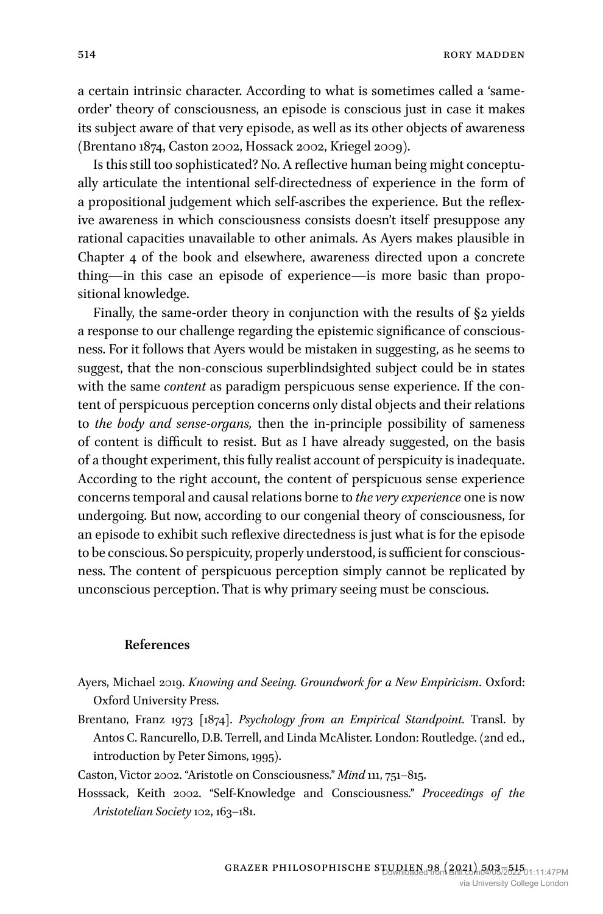a certain intrinsic character. According to what is sometimes called a 'same-order' theory of consciousness, an episode is conscious just in case it makes its subject aware of that very episode, as well as its other objects of awareness (Brentano 1874, Caston 2002, Hossack 2002, Kriegel 2009).

Is this still too sophisticated? No. A reflective human being might conceptually articulate the intentional self-directedness of experience in the form of a propositional judgement which self-ascribes the experience. But the reflexive awareness in which consciousness consists doesn't itself presuppose any rational capacities unavailable to other animals. As Ayers makes plausible in Chapter 4 of the book and elsewhere, awareness directed upon a concrete thing—in this case an episode of experience—is more basic than propositional knowledge.

Finally, the same-order theory in conjunction with the results of §2 yields a response to our challenge regarding the epistemic significance of consciousness. For it follows that Ayers would be mistaken in suggesting, as he seems to suggest, that the non-conscious superblindsighted subject could be in states with the same *content* as paradigm perspicuous sense experience. If the content of perspicuous perception concerns only distal objects and their relations to *the body and sense-organs,* then the in-principle possibility of sameness of content is difficult to resist. But as I have already suggested, on the basis of a thought experiment, this fully realist account of perspicuity is inadequate. According to the right account, the content of perspicuous sense experience concerns temporal and causal relations borne to *the very experience* one is now undergoing. But now, according to our congenial theory of consciousness, for an episode to exhibit such reflexive directedness is just what is for the episode to be conscious. So perspicuity, properly understood, is sufficient for consciousness. The content of perspicuous perception simply cannot be replicated by unconscious perception. That is why primary seeing must be conscious.

## References

Ayers, Michael 2019. *Knowing and Seeing. Groundwork for a New Empiricism*. Oxford: Oxford University Press.

Brentano, Franz 1973 [1874]. *Psychology from an Empirical Standpoint.* Transl. by Antos C. Rancurello, D.B. Terrell, and Linda McAlister. London: Routledge. (2nd ed., introduction by Peter Simons, 1995).

Caston, Victor 2002. "Aristotle on Consciousness." *Mind* 111, 751–815.

Hosssack, Keith 2002. "Self-Knowledge and Consciousness." *Proceedings of the Aristotelian Society* 102, 163–181.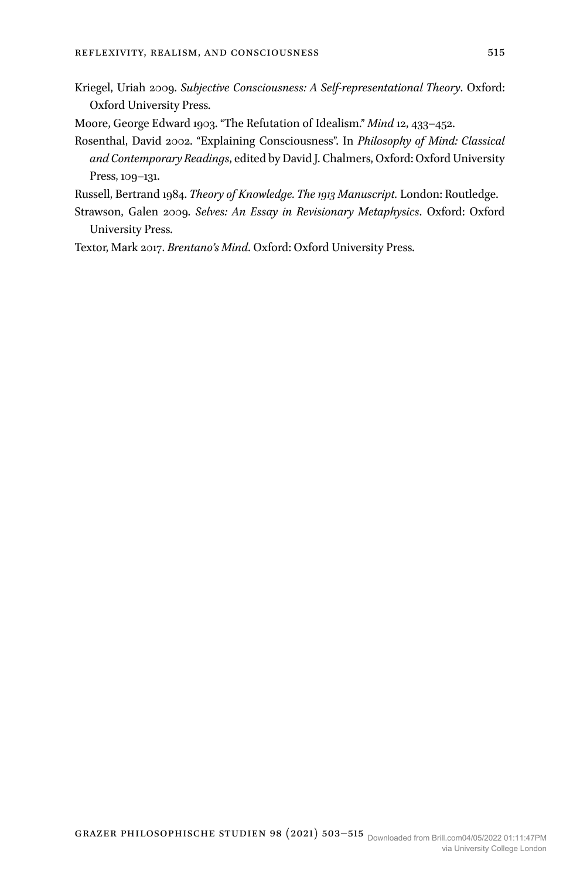Kriegel, Uriah 2009. *Subjective Consciousness: A Self-representational Theory*. Oxford: Oxford University Press.

Moore, George Edward 1903. "The Refutation of Idealism." *Mind* 12, 433–452.

Rosenthal, David 2002. "Explaining Consciousness". In *Philosophy of Mind: Classical and Contemporary Readings*, edited by David J. Chalmers, Oxford: Oxford University Press, 109–131.

Russell, Bertrand 1984. *Theory of Knowledge. The 1913 Manuscript.* London: Routledge.

Strawson, Galen 2009. *Selves: An Essay in Revisionary Metaphysics*. Oxford: Oxford University Press.

Textor, Mark 2017. *Brentano's Mind*. Oxford: Oxford University Press.